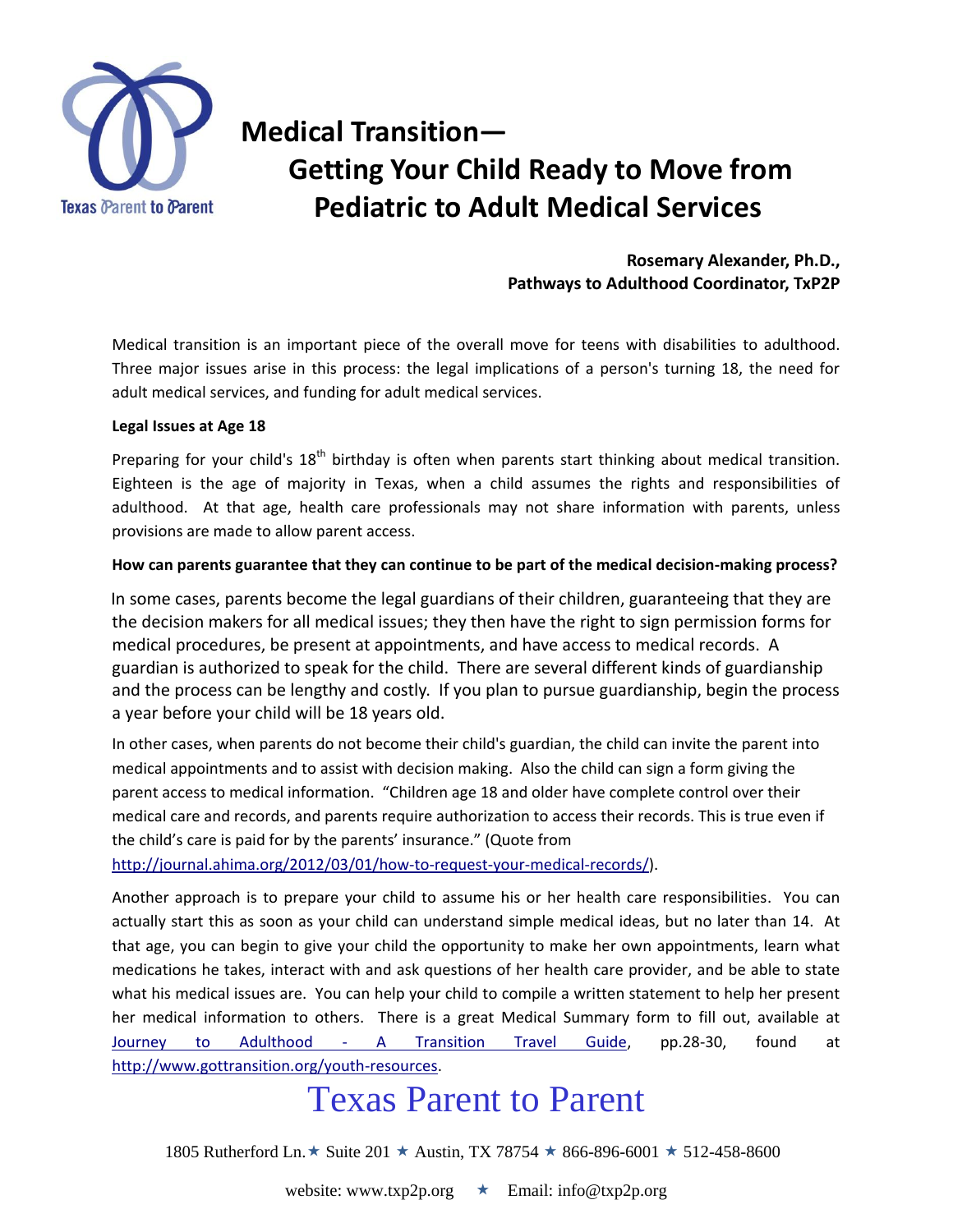# Medical Transition—
# Getting Your Child Ready to Move from Pediatric to Adult Medical Services

**Rosemary Alexander, Ph.D.,**
**Pathways to Adulthood Coordinator, TxP2P**

Medical transition is an important piece of the overall move for teens with disabilities to adulthood. Three major issues arise in this process: the legal implications of a person's turning 18, the need for adult medical services, and funding for adult medical services.

**Legal Issues at Age 18**

Preparing for your child's 18th birthday is often when parents start thinking about medical transition. Eighteen is the age of majority in Texas, when a child assumes the rights and responsibilities of adulthood. At that age, health care professionals may not share information with parents, unless provisions are made to allow parent access.

**How can parents guarantee that they can continue to be part of the medical decision-making process?**

In some cases, parents become the legal guardians of their children, guaranteeing that they are the decision makers for all medical issues; they then have the right to sign permission forms for medical procedures, be present at appointments, and have access to medical records. A guardian is authorized to speak for the child. There are several different kinds of guardianship and the process can be lengthy and costly. If you plan to pursue guardianship, begin the process a year before your child will be 18 years old.

In other cases, when parents do not become their child's guardian, the child can invite the parent into medical appointments and to assist with decision making. Also the child can sign a form giving the parent access to medical information. "Children age 18 and older have complete control over their medical care and records, and parents require authorization to access their records. This is true even if the child's care is paid for by the parents' insurance." (Quote from http://journal.ahima.org/2012/03/01/how-to-request-your-medical-records/).

Another approach is to prepare your child to assume his or her health care responsibilities. You can actually start this as soon as your child can understand simple medical ideas, but no later than 14. At that age, you can begin to give your child the opportunity to make her own appointments, learn what medications he takes, interact with and ask questions of her health care provider, and be able to state what his medical issues are. You can help your child to compile a written statement to help her present her medical information to others. There is a great Medical Summary form to fill out, available at Journey to Adulthood - A Transition Travel Guide, pp.28-30, found at http://www.gottransition.org/youth-resources.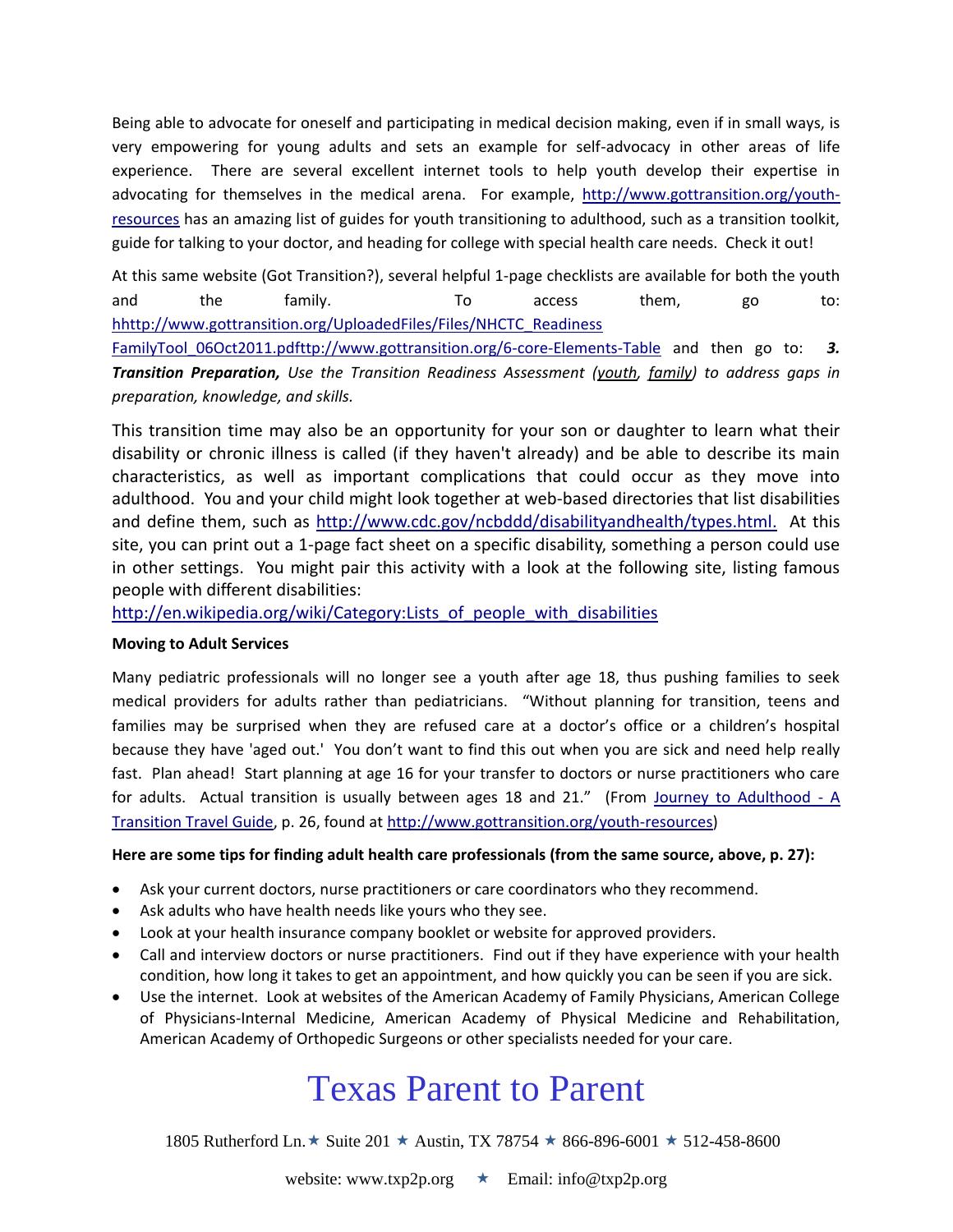Being able to advocate for oneself and participating in medical decision making, even if in small ways, is very empowering for young adults and sets an example for self-advocacy in other areas of life experience. There are several excellent internet tools to help youth develop their expertise in advocating for themselves in the medical arena. For example, http://www.gottransition.org/youth-resources has an amazing list of guides for youth transitioning to adulthood, such as a transition toolkit, guide for talking to your doctor, and heading for college with special health care needs. Check it out!

At this same website (Got Transition?), several helpful 1-page checklists are available for both the youth and the family. To access them, go to: hhttp://www.gottransition.org/UploadedFiles/Files/NHCTC_Readiness FamilyTool_06Oct2011.pdfttp://www.gottransition.org/6-core-Elements-Table and then go to: ***3. Transition Preparation,*** *Use the Transition Readiness Assessment (youth, family) to address gaps in preparation, knowledge, and skills.*

This transition time may also be an opportunity for your son or daughter to learn what their disability or chronic illness is called (if they haven't already) and be able to describe its main characteristics, as well as important complications that could occur as they move into adulthood. You and your child might look together at web-based directories that list disabilities and define them, such as http://www.cdc.gov/ncbddd/disabilityandhealth/types.html. At this site, you can print out a 1-page fact sheet on a specific disability, something a person could use in other settings. You might pair this activity with a look at the following site, listing famous people with different disabilities:
http://en.wikipedia.org/wiki/Category:Lists_of_people_with_disabilities

**Moving to Adult Services**

Many pediatric professionals will no longer see a youth after age 18, thus pushing families to seek medical providers for adults rather than pediatricians. "Without planning for transition, teens and families may be surprised when they are refused care at a doctor's office or a children's hospital because they have 'aged out.' You don't want to find this out when you are sick and need help really fast. Plan ahead! Start planning at age 16 for your transfer to doctors or nurse practitioners who care for adults. Actual transition is usually between ages 18 and 21." (From Journey to Adulthood - A Transition Travel Guide, p. 26, found at http://www.gottransition.org/youth-resources)

**Here are some tips for finding adult health care professionals (from the same source, above, p. 27):**

- Ask your current doctors, nurse practitioners or care coordinators who they recommend.
- Ask adults who have health needs like yours who they see.
- Look at your health insurance company booklet or website for approved providers.
- Call and interview doctors or nurse practitioners. Find out if they have experience with your health condition, how long it takes to get an appointment, and how quickly you can be seen if you are sick.
- Use the internet. Look at websites of the American Academy of Family Physicians, American College of Physicians-Internal Medicine, American Academy of Physical Medicine and Rehabilitation, American Academy of Orthopedic Surgeons or other specialists needed for your care.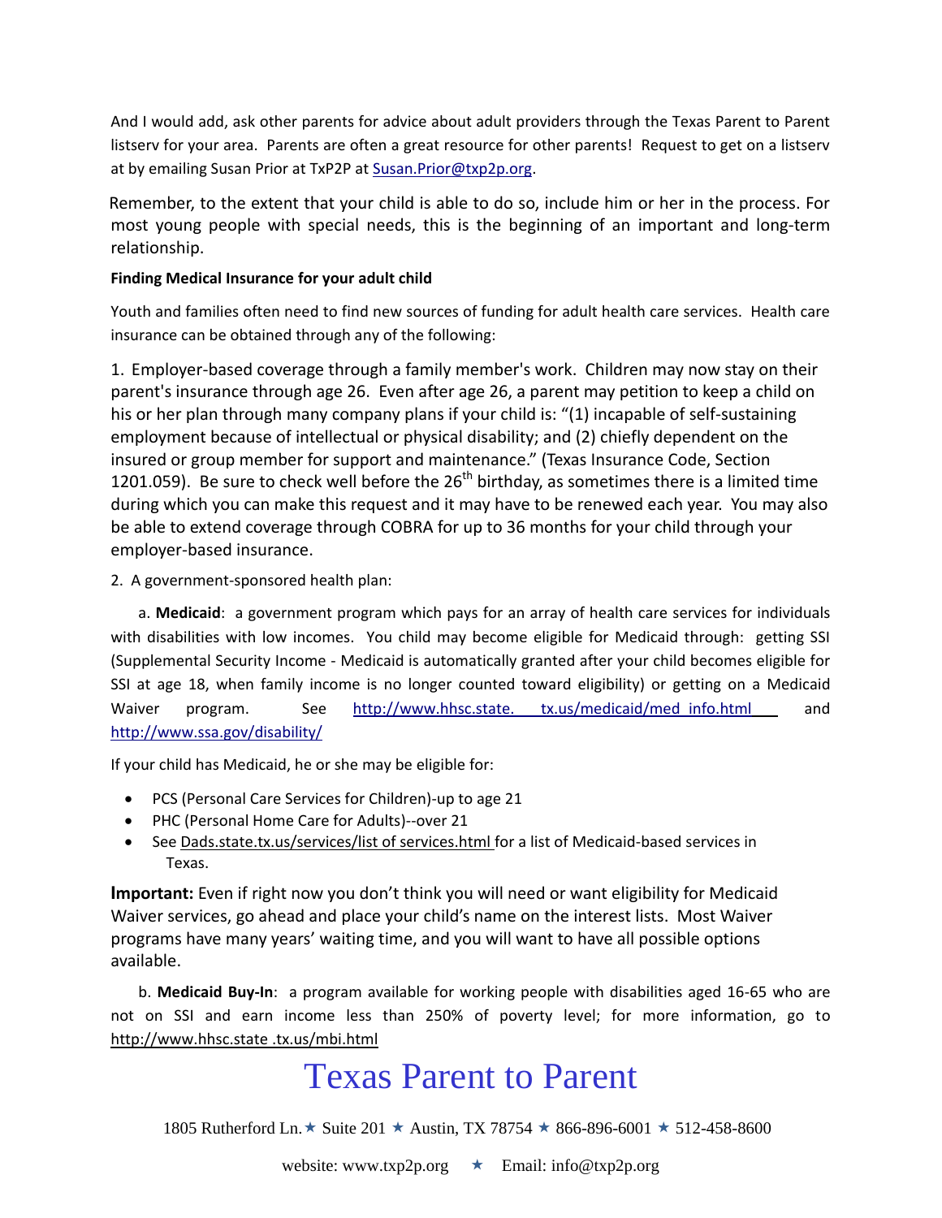And I would add, ask other parents for advice about adult providers through the Texas Parent to Parent listserv for your area. Parents are often a great resource for other parents! Request to get on a listserv at by emailing Susan Prior at TxP2P at Susan.Prior@txp2p.org.

Remember, to the extent that your child is able to do so, include him or her in the process. For most young people with special needs, this is the beginning of an important and long-term relationship.

**Finding Medical Insurance for your adult child**

Youth and families often need to find new sources of funding for adult health care services. Health care insurance can be obtained through any of the following:

1. Employer-based coverage through a family member's work. Children may now stay on their parent's insurance through age 26. Even after age 26, a parent may petition to keep a child on his or her plan through many company plans if your child is: "(1) incapable of self-sustaining employment because of intellectual or physical disability; and (2) chiefly dependent on the insured or group member for support and maintenance." (Texas Insurance Code, Section 1201.059). Be sure to check well before the 26th birthday, as sometimes there is a limited time during which you can make this request and it may have to be renewed each year. You may also be able to extend coverage through COBRA for up to 36 months for your child through your employer-based insurance.

2. A government-sponsored health plan:

 a. **Medicaid**: a government program which pays for an array of health care services for individuals with disabilities with low incomes. You child may become eligible for Medicaid through: getting SSI (Supplemental Security Income - Medicaid is automatically granted after your child becomes eligible for SSI at age 18, when family income is no longer counted toward eligibility) or getting on a Medicaid Waiver program. See http://www.hhsc.state. tx.us/medicaid/med_info.html and http://www.ssa.gov/disability/

If your child has Medicaid, he or she may be eligible for:

- PCS (Personal Care Services for Children)-up to age 21
- PHC (Personal Home Care for Adults)--over 21
- See Dads.state.tx.us/services/list of services.html for a list of Medicaid-based services in Texas.

**Important:** Even if right now you don't think you will need or want eligibility for Medicaid Waiver services, go ahead and place your child's name on the interest lists. Most Waiver programs have many years' waiting time, and you will want to have all possible options available.

 b. **Medicaid Buy-In**: a program available for working people with disabilities aged 16-65 who are not on SSI and earn income less than 250% of poverty level; for more information, go to http://www.hhsc.state .tx.us/mbi.html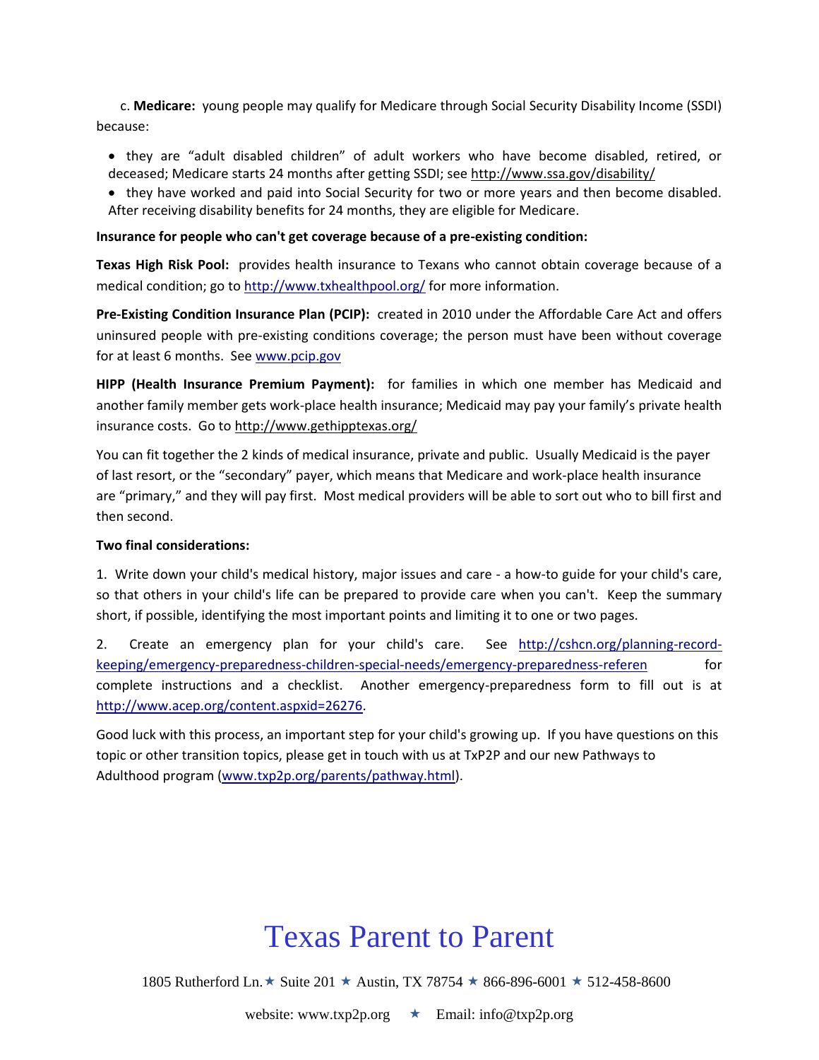c. **Medicare:** young people may qualify for Medicare through Social Security Disability Income (SSDI) because:

- they are "adult disabled children" of adult workers who have become disabled, retired, or deceased; Medicare starts 24 months after getting SSDI; see http://www.ssa.gov/disability/
- they have worked and paid into Social Security for two or more years and then become disabled. After receiving disability benefits for 24 months, they are eligible for Medicare.

**Insurance for people who can't get coverage because of a pre-existing condition:**

**Texas High Risk Pool:** provides health insurance to Texans who cannot obtain coverage because of a medical condition; go to http://www.txhealthpool.org/ for more information.

**Pre-Existing Condition Insurance Plan (PCIP):** created in 2010 under the Affordable Care Act and offers uninsured people with pre-existing conditions coverage; the person must have been without coverage for at least 6 months. See www.pcip.gov

**HIPP (Health Insurance Premium Payment):** for families in which one member has Medicaid and another family member gets work-place health insurance; Medicaid may pay your family's private health insurance costs. Go to http://www.gethipptexas.org/

You can fit together the 2 kinds of medical insurance, private and public. Usually Medicaid is the payer of last resort, or the "secondary" payer, which means that Medicare and work-place health insurance are "primary," and they will pay first. Most medical providers will be able to sort out who to bill first and then second.

**Two final considerations:**

1. Write down your child's medical history, major issues and care - a how-to guide for your child's care, so that others in your child's life can be prepared to provide care when you can't. Keep the summary short, if possible, identifying the most important points and limiting it to one or two pages.

2. Create an emergency plan for your child's care. See http://cshcn.org/planning-record-keeping/emergency-preparedness-children-special-needs/emergency-preparedness-referen for complete instructions and a checklist. Another emergency-preparedness form to fill out is at http://www.acep.org/content.aspxid=26276.

Good luck with this process, an important step for your child's growing up. If you have questions on this topic or other transition topics, please get in touch with us at TxP2P and our new Pathways to Adulthood program (www.txp2p.org/parents/pathway.html).

Texas Parent to Parent

1805 Rutherford Ln. ★ Suite 201 ★ Austin, TX 78754 ★ 866-896-6001 ★ 512-458-8600

website: www.txp2p.org ★ Email: info@txp2p.org